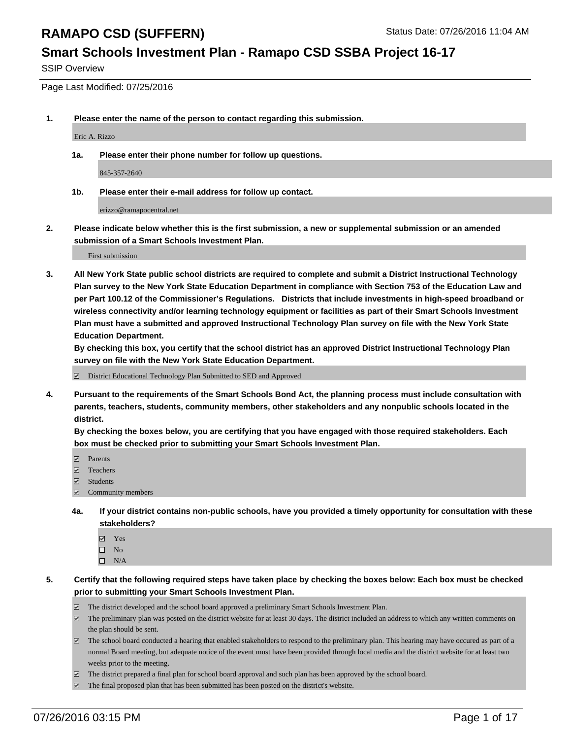# RAMAPO CSD (SUFFERN)

Status Date: 07/26/2016 11:04 AM

## Smart Schools Investment Plan - Ramapo CSD SSBA Project 16-17

SSIP Overview

Page Last Modified: 07/25/2016

1. **Please enter the name of the person to contact regarding this submission.**

   Eric A. Rizzo

   1a. **Please enter their phone number for follow up questions.**

   845-357-2640

   1b. **Please enter their e-mail address for follow up contact.**

   erizzo@ramapocentral.net

2. **Please indicate below whether this is the first submission, a new or supplemental submission or an amended submission of a Smart Schools Investment Plan.**

   First submission

3. **All New York State public school districts are required to complete and submit a District Instructional Technology Plan survey to the New York State Education Department in compliance with Section 753 of the Education Law and per Part 100.12 of the Commissioner's Regulations. Districts that include investments in high-speed broadband or wireless connectivity and/or learning technology equipment or facilities as part of their Smart Schools Investment Plan must have a submitted and approved Instructional Technology Plan survey on file with the New York State Education Department.**
   **By checking this box, you certify that the school district has an approved District Instructional Technology Plan survey on file with the New York State Education Department.**

   ☑ District Educational Technology Plan Submitted to SED and Approved

4. **Pursuant to the requirements of the Smart Schools Bond Act, the planning process must include consultation with parents, teachers, students, community members, other stakeholders and any nonpublic schools located in the district.**
   **By checking the boxes below, you are certifying that you have engaged with those required stakeholders. Each box must be checked prior to submitting your Smart Schools Investment Plan.**

   ☑ Parents
   ☑ Teachers
   ☑ Students
   ☑ Community members

   4a. **If your district contains non-public schools, have you provided a timely opportunity for consultation with these stakeholders?**

   ☑ Yes
   ☐ No
   ☐ N/A

5. **Certify that the following required steps have taken place by checking the boxes below: Each box must be checked prior to submitting your Smart Schools Investment Plan.**

   ☑ The district developed and the school board approved a preliminary Smart Schools Investment Plan.
   ☑ The preliminary plan was posted on the district website for at least 30 days. The district included an address to which any written comments on the plan should be sent.
   ☑ The school board conducted a hearing that enabled stakeholders to respond to the preliminary plan. This hearing may have occured as part of a normal Board meeting, but adequate notice of the event must have been provided through local media and the district website for at least two weeks prior to the meeting.
   ☑ The district prepared a final plan for school board approval and such plan has been approved by the school board.
   ☑ The final proposed plan that has been submitted has been posted on the district's website.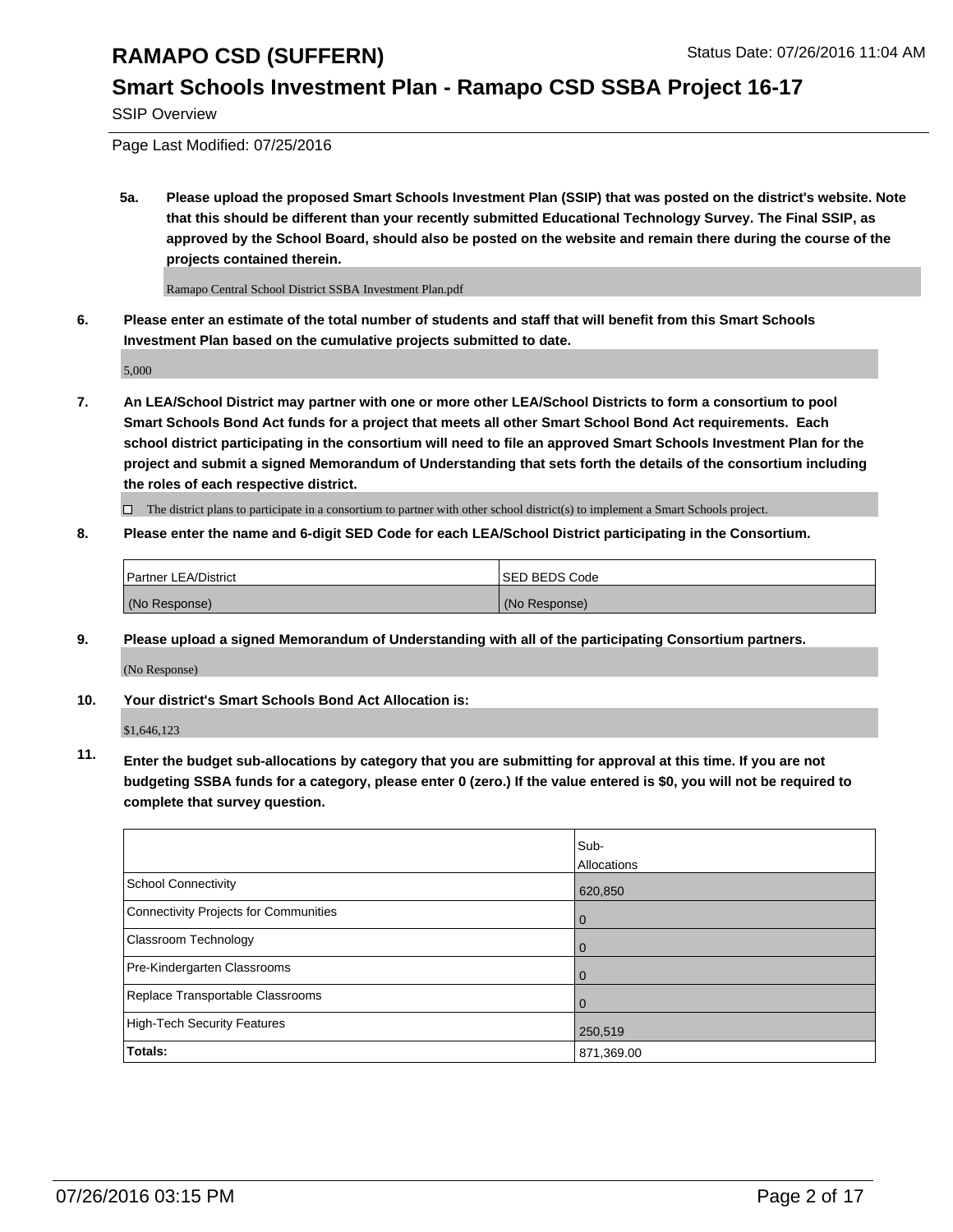# RAMAPO CSD (SUFFERN)

Status Date: 07/26/2016 11:04 AM

## Smart Schools Investment Plan - Ramapo CSD SSBA Project 16-17

SSIP Overview

Page Last Modified: 07/25/2016

**5a. Please upload the proposed Smart Schools Investment Plan (SSIP) that was posted on the district's website. Note that this should be different than your recently submitted Educational Technology Survey. The Final SSIP, as approved by the School Board, should also be posted on the website and remain there during the course of the projects contained therein.**

Ramapo Central School District SSBA Investment Plan.pdf

**6. Please enter an estimate of the total number of students and staff that will benefit from this Smart Schools Investment Plan based on the cumulative projects submitted to date.**

5,000

**7. An LEA/School District may partner with one or more other LEA/School Districts to form a consortium to pool Smart Schools Bond Act funds for a project that meets all other Smart School Bond Act requirements. Each school district participating in the consortium will need to file an approved Smart Schools Investment Plan for the project and submit a signed Memorandum of Understanding that sets forth the details of the consortium including the roles of each respective district.**

☐ The district plans to participate in a consortium to partner with other school district(s) to implement a Smart Schools project.

**8. Please enter the name and 6-digit SED Code for each LEA/School District participating in the Consortium.**

| Partner LEA/District | SED BEDS Code |
|---|---|
| (No Response) | (No Response) |

**9. Please upload a signed Memorandum of Understanding with all of the participating Consortium partners.**

(No Response)

**10. Your district's Smart Schools Bond Act Allocation is:**

$1,646,123

**11. Enter the budget sub-allocations by category that you are submitting for approval at this time. If you are not budgeting SSBA funds for a category, please enter 0 (zero.) If the value entered is $0, you will not be required to complete that survey question.**

| | Sub-Allocations |
|---|---|
| School Connectivity | 620,850 |
| Connectivity Projects for Communities | 0 |
| Classroom Technology | 0 |
| Pre-Kindergarten Classrooms | 0 |
| Replace Transportable Classrooms | 0 |
| High-Tech Security Features | 250,519 |
| **Totals:** | 871,369.00 |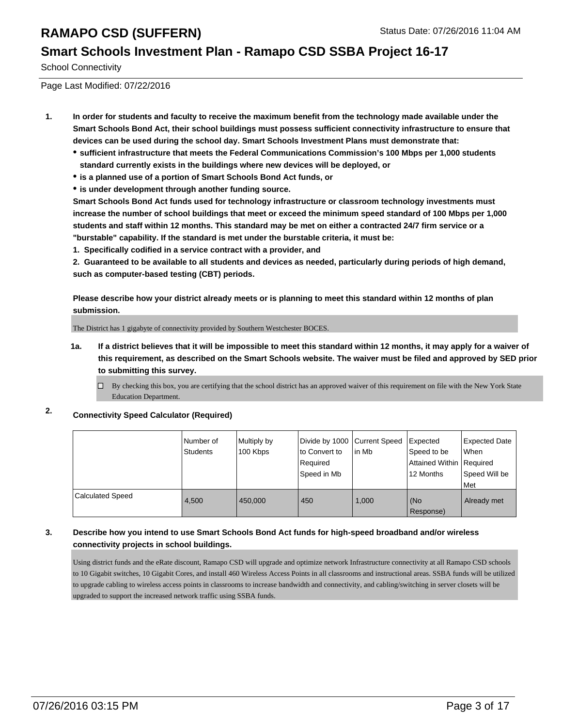# RAMAPO CSD (SUFFERN)

Status Date: 07/26/2016 11:04 AM

## Smart Schools Investment Plan - Ramapo CSD SSBA Project 16-17

School Connectivity

Page Last Modified: 07/22/2016

1. **In order for students and faculty to receive the maximum benefit from the technology made available under the Smart Schools Bond Act, their school buildings must possess sufficient connectivity infrastructure to ensure that devices can be used during the school day. Smart Schools Investment Plans must demonstrate that:**
   - **sufficient infrastructure that meets the Federal Communications Commission's 100 Mbps per 1,000 students standard currently exists in the buildings where new devices will be deployed, or**
   - **is a planned use of a portion of Smart Schools Bond Act funds, or**
   - **is under development through another funding source.**

   **Smart Schools Bond Act funds used for technology infrastructure or classroom technology investments must increase the number of school buildings that meet or exceed the minimum speed standard of 100 Mbps per 1,000 students and staff within 12 months. This standard may be met on either a contracted 24/7 firm service or a "burstable" capability. If the standard is met under the burstable criteria, it must be:**

   **1. Specifically codified in a service contract with a provider, and**

   **2. Guaranteed to be available to all students and devices as needed, particularly during periods of high demand, such as computer-based testing (CBT) periods.**

   **Please describe how your district already meets or is planning to meet this standard within 12 months of plan submission.**

   The District has 1 gigabyte of connectivity provided by Southern Westchester BOCES.

   1a. **If a district believes that it will be impossible to meet this standard within 12 months, it may apply for a waiver of this requirement, as described on the Smart Schools website. The waiver must be filed and approved by SED prior to submitting this survey.**

   ☐ By checking this box, you are certifying that the school district has an approved waiver of this requirement on file with the New York State Education Department.

2. **Connectivity Speed Calculator (Required)**

| | Number of Students | Multiply by 100 Kbps | Divide by 1000 to Convert to Required Speed in Mb | Current Speed in Mb | Expected Speed to be Attained Within 12 Months | Expected Date When Required Speed Will be Met |
|---|---|---|---|---|---|---|
| Calculated Speed | 4,500 | 450,000 | 450 | 1,000 | (No Response) | Already met |

3. **Describe how you intend to use Smart Schools Bond Act funds for high-speed broadband and/or wireless connectivity projects in school buildings.**

   Using district funds and the eRate discount, Ramapo CSD will upgrade and optimize network Infrastructure connectivity at all Ramapo CSD schools to 10 Gigabit switches, 10 Gigabit Cores, and install 460 Wireless Access Points in all classrooms and instructional areas. SSBA funds will be utilized to upgrade cabling to wireless access points in classrooms to increase bandwidth and connectivity, and cabling/switching in server closets will be upgraded to support the increased network traffic using SSBA funds.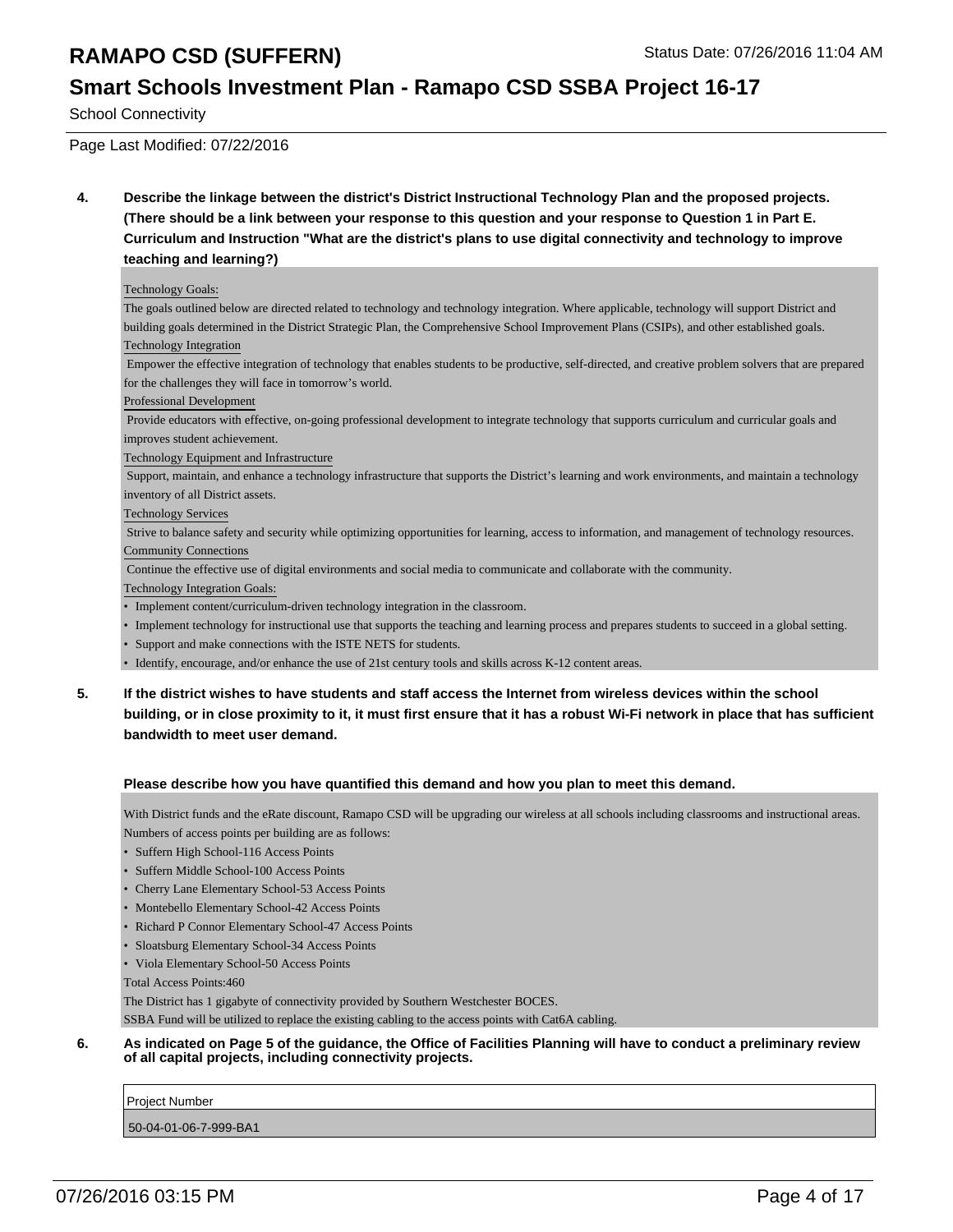# RAMAPO CSD (SUFFERN)

Status Date: 07/26/2016 11:04 AM

## Smart Schools Investment Plan - Ramapo CSD SSBA Project 16-17

School Connectivity

Page Last Modified: 07/22/2016

**4. Describe the linkage between the district's District Instructional Technology Plan and the proposed projects. (There should be a link between your response to this question and your response to Question 1 in Part E. Curriculum and Instruction "What are the district's plans to use digital connectivity and technology to improve teaching and learning?)**

Technology Goals:

The goals outlined below are directed related to technology and technology integration. Where applicable, technology will support District and building goals determined in the District Strategic Plan, the Comprehensive School Improvement Plans (CSIPs), and other established goals.

Technology Integration

Empower the effective integration of technology that enables students to be productive, self-directed, and creative problem solvers that are prepared for the challenges they will face in tomorrow's world.

Professional Development

Provide educators with effective, on-going professional development to integrate technology that supports curriculum and curricular goals and improves student achievement.

Technology Equipment and Infrastructure

Support, maintain, and enhance a technology infrastructure that supports the District's learning and work environments, and maintain a technology inventory of all District assets.

Technology Services

Strive to balance safety and security while optimizing opportunities for learning, access to information, and management of technology resources.

Community Connections

Continue the effective use of digital environments and social media to communicate and collaborate with the community.

Technology Integration Goals:

- Implement content/curriculum-driven technology integration in the classroom.
- Implement technology for instructional use that supports the teaching and learning process and prepares students to succeed in a global setting.
- Support and make connections with the ISTE NETS for students.
- Identify, encourage, and/or enhance the use of 21st century tools and skills across K-12 content areas.

**5. If the district wishes to have students and staff access the Internet from wireless devices within the school building, or in close proximity to it, it must first ensure that it has a robust Wi-Fi network in place that has sufficient bandwidth to meet user demand.**

**Please describe how you have quantified this demand and how you plan to meet this demand.**

With District funds and the eRate discount, Ramapo CSD will be upgrading our wireless at all schools including classrooms and instructional areas. Numbers of access points per building are as follows:

- Suffern High School-116 Access Points
- Suffern Middle School-100 Access Points
- Cherry Lane Elementary School-53 Access Points
- Montebello Elementary School-42 Access Points
- Richard P Connor Elementary School-47 Access Points
- Sloatsburg Elementary School-34 Access Points
- Viola Elementary School-50 Access Points

Total Access Points:460

The District has 1 gigabyte of connectivity provided by Southern Westchester BOCES.

SSBA Fund will be utilized to replace the existing cabling to the access points with Cat6A cabling.

**6. As indicated on Page 5 of the guidance, the Office of Facilities Planning will have to conduct a preliminary review of all capital projects, including connectivity projects.**

| Project Number |
|---|
| 50-04-01-06-7-999-BA1 |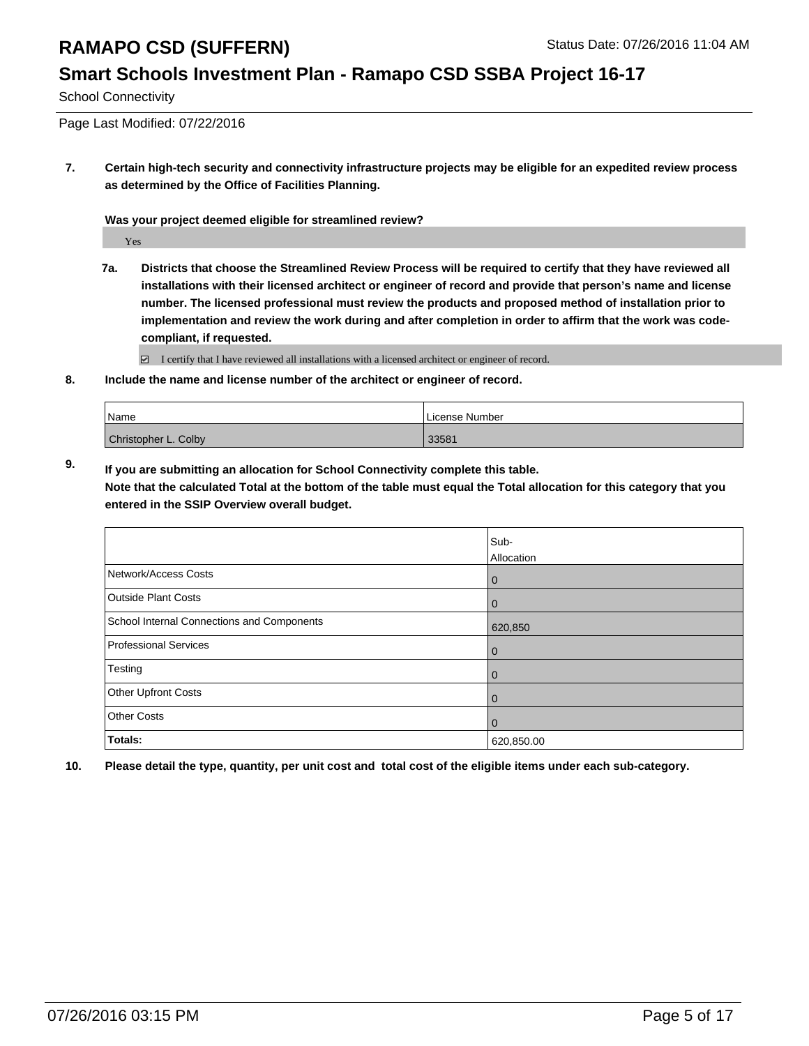# RAMAPO CSD (SUFFERN)

Status Date: 07/26/2016 11:04 AM

## Smart Schools Investment Plan - Ramapo CSD SSBA Project 16-17

School Connectivity

Page Last Modified: 07/22/2016

**7. Certain high-tech security and connectivity infrastructure projects may be eligible for an expedited review process as determined by the Office of Facilities Planning.**

**Was your project deemed eligible for streamlined review?**

Yes

**7a. Districts that choose the Streamlined Review Process will be required to certify that they have reviewed all installations with their licensed architect or engineer of record and provide that person's name and license number. The licensed professional must review the products and proposed method of installation prior to implementation and review the work during and after completion in order to affirm that the work was code-compliant, if requested.**

☑ I certify that I have reviewed all installations with a licensed architect or engineer of record.

**8. Include the name and license number of the architect or engineer of record.**

| Name | License Number |
|---|---|
| Christopher L. Colby | 33581 |

**9. If you are submitting an allocation for School Connectivity complete this table. Note that the calculated Total at the bottom of the table must equal the Total allocation for this category that you entered in the SSIP Overview overall budget.**

| | Sub-Allocation |
|---|---|
| Network/Access Costs | 0 |
| Outside Plant Costs | 0 |
| School Internal Connections and Components | 620,850 |
| Professional Services | 0 |
| Testing | 0 |
| Other Upfront Costs | 0 |
| Other Costs | 0 |
| **Totals:** | 620,850.00 |

**10. Please detail the type, quantity, per unit cost and total cost of the eligible items under each sub-category.**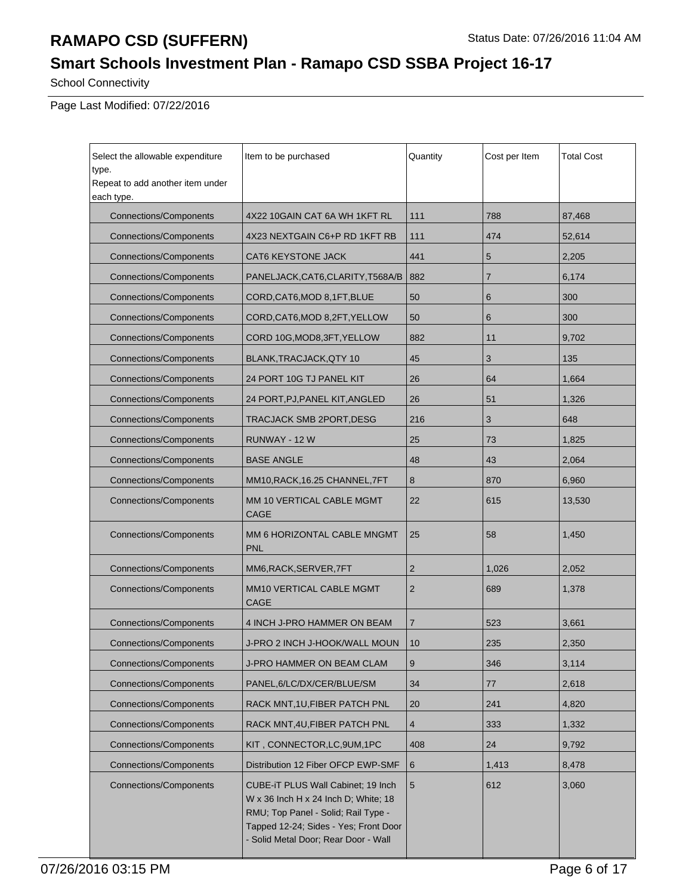# RAMAPO CSD (SUFFERN)

Status Date: 07/26/2016 11:04 AM

## Smart Schools Investment Plan - Ramapo CSD SSBA Project 16-17

School Connectivity

Page Last Modified: 07/22/2016

| Select the allowable expenditure type. Repeat to add another item under each type. | Item to be purchased | Quantity | Cost per Item | Total Cost |
|---|---|---|---|---|
| Connections/Components | 4X22 10GAIN CAT 6A WH 1KFT RL | 111 | 788 | 87,468 |
| Connections/Components | 4X23 NEXTGAIN C6+P RD 1KFT RB | 111 | 474 | 52,614 |
| Connections/Components | CAT6 KEYSTONE JACK | 441 | 5 | 2,205 |
| Connections/Components | PANELJACK,CAT6,CLARITY,T568A/B | 882 | 7 | 6,174 |
| Connections/Components | CORD,CAT6,MOD 8,1FT,BLUE | 50 | 6 | 300 |
| Connections/Components | CORD,CAT6,MOD 8,2FT,YELLOW | 50 | 6 | 300 |
| Connections/Components | CORD 10G,MOD8,3FT,YELLOW | 882 | 11 | 9,702 |
| Connections/Components | BLANK,TRACJACK,QTY 10 | 45 | 3 | 135 |
| Connections/Components | 24 PORT 10G TJ PANEL KIT | 26 | 64 | 1,664 |
| Connections/Components | 24 PORT,PJ,PANEL KIT,ANGLED | 26 | 51 | 1,326 |
| Connections/Components | TRACJACK SMB 2PORT,DESG | 216 | 3 | 648 |
| Connections/Components | RUNWAY - 12 W | 25 | 73 | 1,825 |
| Connections/Components | BASE ANGLE | 48 | 43 | 2,064 |
| Connections/Components | MM10,RACK,16.25 CHANNEL,7FT | 8 | 870 | 6,960 |
| Connections/Components | MM 10 VERTICAL CABLE MGMT CAGE | 22 | 615 | 13,530 |
| Connections/Components | MM 6 HORIZONTAL CABLE MNGMT PNL | 25 | 58 | 1,450 |
| Connections/Components | MM6,RACK,SERVER,7FT | 2 | 1,026 | 2,052 |
| Connections/Components | MM10 VERTICAL CABLE MGMT CAGE | 2 | 689 | 1,378 |
| Connections/Components | 4 INCH J-PRO HAMMER ON BEAM | 7 | 523 | 3,661 |
| Connections/Components | J-PRO 2 INCH J-HOOK/WALL MOUN | 10 | 235 | 2,350 |
| Connections/Components | J-PRO HAMMER ON BEAM CLAM | 9 | 346 | 3,114 |
| Connections/Components | PANEL,6/LC/DX/CER/BLUE/SM | 34 | 77 | 2,618 |
| Connections/Components | RACK MNT,1U,FIBER PATCH PNL | 20 | 241 | 4,820 |
| Connections/Components | RACK MNT,4U,FIBER PATCH PNL | 4 | 333 | 1,332 |
| Connections/Components | KIT , CONNECTOR,LC,9UM,1PC | 408 | 24 | 9,792 |
| Connections/Components | Distribution 12 Fiber OFCP EWP-SMF | 6 | 1,413 | 8,478 |
| Connections/Components | CUBE-iT PLUS Wall Cabinet; 19 Inch W x 36 Inch H x 24 Inch D; White; 18 RMU; Top Panel - Solid; Rail Type - Tapped 12-24; Sides - Yes; Front Door - Solid Metal Door; Rear Door - Wall | 5 | 612 | 3,060 |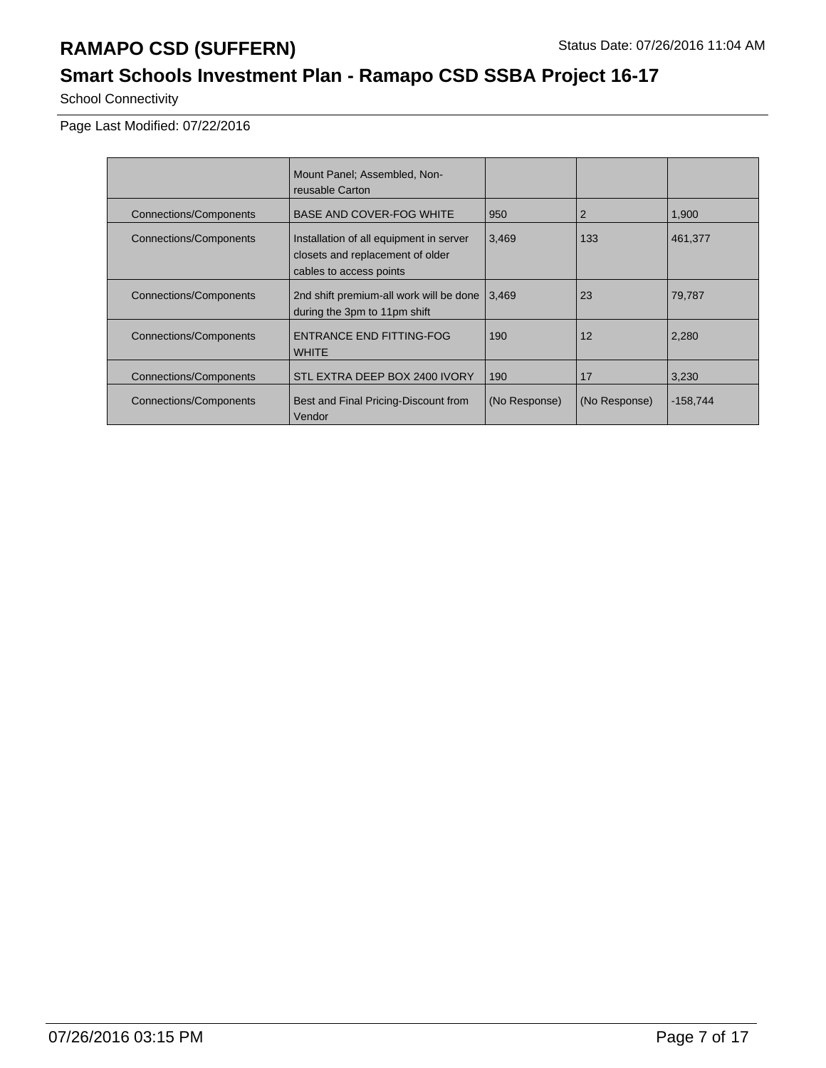| | | | | |
|---|---|---|---|---|
| | Mount Panel; Assembled, Non-reusable Carton | | | |
| Connections/Components | BASE AND COVER-FOG WHITE | 950 | 2 | 1,900 |
| Connections/Components | Installation of all equipment in server closets and replacement of older cables to access points | 3,469 | 133 | 461,377 |
| Connections/Components | 2nd shift premium-all work will be done during the 3pm to 11pm shift | 3,469 | 23 | 79,787 |
| Connections/Components | ENTRANCE END FITTING-FOG WHITE | 190 | 12 | 2,280 |
| Connections/Components | STL EXTRA DEEP BOX 2400 IVORY | 190 | 17 | 3,230 |
| Connections/Components | Best and Final Pricing-Discount from Vendor | (No Response) | (No Response) | -158,744 |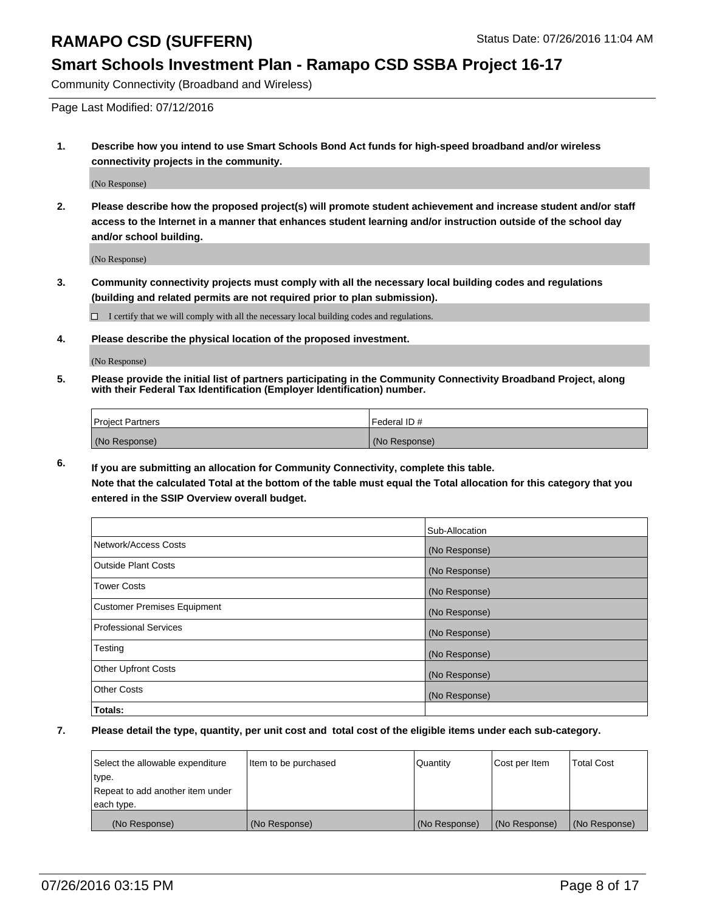# RAMAPO CSD (SUFFERN)

Status Date: 07/26/2016 11:04 AM

## Smart Schools Investment Plan - Ramapo CSD SSBA Project 16-17

Community Connectivity (Broadband and Wireless)

Page Last Modified: 07/12/2016

**1. Describe how you intend to use Smart Schools Bond Act funds for high-speed broadband and/or wireless connectivity projects in the community.**

(No Response)

**2. Please describe how the proposed project(s) will promote student achievement and increase student and/or staff access to the Internet in a manner that enhances student learning and/or instruction outside of the school day and/or school building.**

(No Response)

**3. Community connectivity projects must comply with all the necessary local building codes and regulations (building and related permits are not required prior to plan submission).**

☐ I certify that we will comply with all the necessary local building codes and regulations.

**4. Please describe the physical location of the proposed investment.**

(No Response)

**5. Please provide the initial list of partners participating in the Community Connectivity Broadband Project, along with their Federal Tax Identification (Employer Identification) number.**

| Project Partners | Federal ID # |
| --- | --- |
| (No Response) | (No Response) |

**6. If you are submitting an allocation for Community Connectivity, complete this table.**
**Note that the calculated Total at the bottom of the table must equal the Total allocation for this category that you entered in the SSIP Overview overall budget.**

| | Sub-Allocation |
| --- | --- |
| Network/Access Costs | (No Response) |
| Outside Plant Costs | (No Response) |
| Tower Costs | (No Response) |
| Customer Premises Equipment | (No Response) |
| Professional Services | (No Response) |
| Testing | (No Response) |
| Other Upfront Costs | (No Response) |
| Other Costs | (No Response) |
| **Totals:** | |

**7. Please detail the type, quantity, per unit cost and total cost of the eligible items under each sub-category.**

| Select the allowable expenditure type. Repeat to add another item under each type. | Item to be purchased | Quantity | Cost per Item | Total Cost |
| --- | --- | --- | --- | --- |
| (No Response) | (No Response) | (No Response) | (No Response) | (No Response) |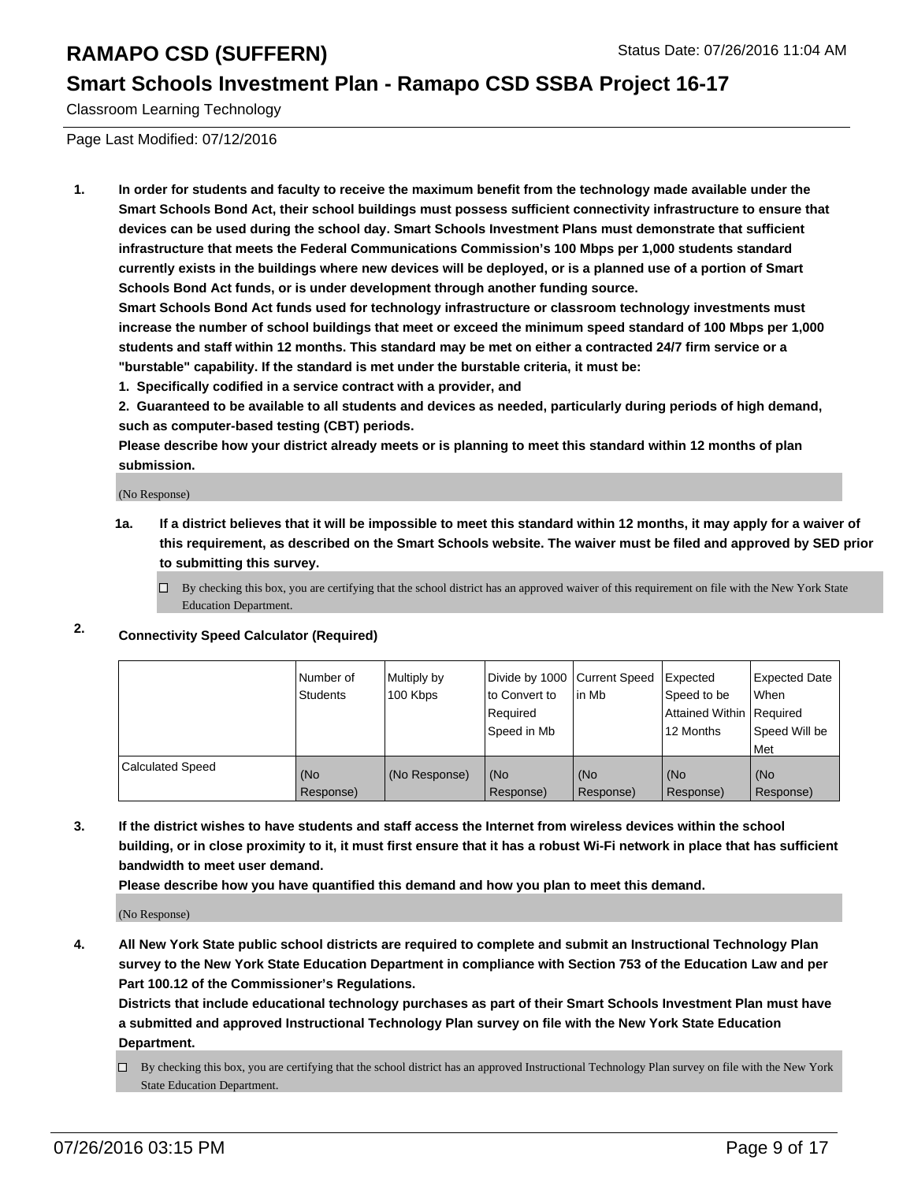# RAMAPO CSD (SUFFERN)

Status Date: 07/26/2016 11:04 AM

## Smart Schools Investment Plan - Ramapo CSD SSBA Project 16-17

Classroom Learning Technology

Page Last Modified: 07/12/2016

1. **In order for students and faculty to receive the maximum benefit from the technology made available under the Smart Schools Bond Act, their school buildings must possess sufficient connectivity infrastructure to ensure that devices can be used during the school day. Smart Schools Investment Plans must demonstrate that sufficient infrastructure that meets the Federal Communications Commission's 100 Mbps per 1,000 students standard currently exists in the buildings where new devices will be deployed, or is a planned use of a portion of Smart Schools Bond Act funds, or is under development through another funding source.**

   **Smart Schools Bond Act funds used for technology infrastructure or classroom technology investments must increase the number of school buildings that meet or exceed the minimum speed standard of 100 Mbps per 1,000 students and staff within 12 months. This standard may be met on either a contracted 24/7 firm service or a "burstable" capability. If the standard is met under the burstable criteria, it must be:**

   **1. Specifically codified in a service contract with a provider, and**

   **2. Guaranteed to be available to all students and devices as needed, particularly during periods of high demand, such as computer-based testing (CBT) periods.**

   **Please describe how your district already meets or is planning to meet this standard within 12 months of plan submission.**

   (No Response)

   **1a. If a district believes that it will be impossible to meet this standard within 12 months, it may apply for a waiver of this requirement, as described on the Smart Schools website. The waiver must be filed and approved by SED prior to submitting this survey.**

   ☐ By checking this box, you are certifying that the school district has an approved waiver of this requirement on file with the New York State Education Department.

2. **Connectivity Speed Calculator (Required)**

| | Number of Students | Multiply by 100 Kbps | Divide by 1000 to Convert to Required Speed in Mb | Current Speed in Mb | Expected Speed to be Attained Within 12 Months | Expected Date When Required Speed Will be Met |
|---|---|---|---|---|---|---|
| Calculated Speed | (No Response) | (No Response) | (No Response) | (No Response) | (No Response) | (No Response) |

3. **If the district wishes to have students and staff access the Internet from wireless devices within the school building, or in close proximity to it, it must first ensure that it has a robust Wi-Fi network in place that has sufficient bandwidth to meet user demand.**

   **Please describe how you have quantified this demand and how you plan to meet this demand.**

   (No Response)

4. **All New York State public school districts are required to complete and submit an Instructional Technology Plan survey to the New York State Education Department in compliance with Section 753 of the Education Law and per Part 100.12 of the Commissioner's Regulations.**

   **Districts that include educational technology purchases as part of their Smart Schools Investment Plan must have a submitted and approved Instructional Technology Plan survey on file with the New York State Education Department.**

   ☐ By checking this box, you are certifying that the school district has an approved Instructional Technology Plan survey on file with the New York State Education Department.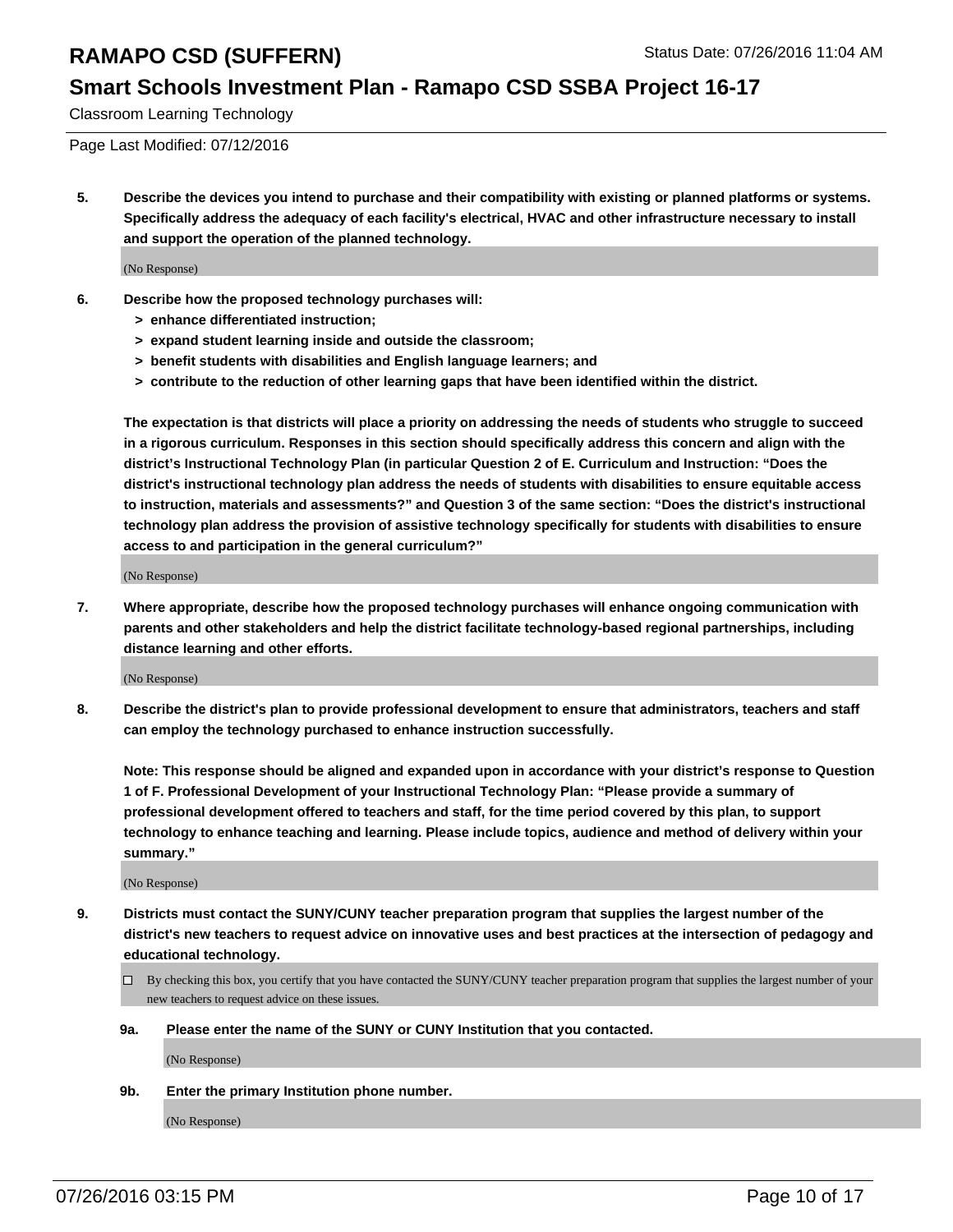Classroom Learning Technology

Page Last Modified: 07/12/2016

**5. Describe the devices you intend to purchase and their compatibility with existing or planned platforms or systems. Specifically address the adequacy of each facility's electrical, HVAC and other infrastructure necessary to install and support the operation of the planned technology.**

(No Response)

**6. Describe how the proposed technology purchases will:**

- **> enhance differentiated instruction;**
- **> expand student learning inside and outside the classroom;**
- **> benefit students with disabilities and English language learners; and**
- **> contribute to the reduction of other learning gaps that have been identified within the district.**

**The expectation is that districts will place a priority on addressing the needs of students who struggle to succeed in a rigorous curriculum. Responses in this section should specifically address this concern and align with the district's Instructional Technology Plan (in particular Question 2 of E. Curriculum and Instruction: "Does the district's instructional technology plan address the needs of students with disabilities to ensure equitable access to instruction, materials and assessments?" and Question 3 of the same section: "Does the district's instructional technology plan address the provision of assistive technology specifically for students with disabilities to ensure access to and participation in the general curriculum?"**

(No Response)

**7. Where appropriate, describe how the proposed technology purchases will enhance ongoing communication with parents and other stakeholders and help the district facilitate technology-based regional partnerships, including distance learning and other efforts.**

(No Response)

**8. Describe the district's plan to provide professional development to ensure that administrators, teachers and staff can employ the technology purchased to enhance instruction successfully.**

**Note: This response should be aligned and expanded upon in accordance with your district's response to Question 1 of F. Professional Development of your Instructional Technology Plan: "Please provide a summary of professional development offered to teachers and staff, for the time period covered by this plan, to support technology to enhance teaching and learning. Please include topics, audience and method of delivery within your summary."**

(No Response)

**9. Districts must contact the SUNY/CUNY teacher preparation program that supplies the largest number of the district's new teachers to request advice on innovative uses and best practices at the intersection of pedagogy and educational technology.**

☐ By checking this box, you certify that you have contacted the SUNY/CUNY teacher preparation program that supplies the largest number of your new teachers to request advice on these issues.

**9a. Please enter the name of the SUNY or CUNY Institution that you contacted.**

(No Response)

**9b. Enter the primary Institution phone number.**

(No Response)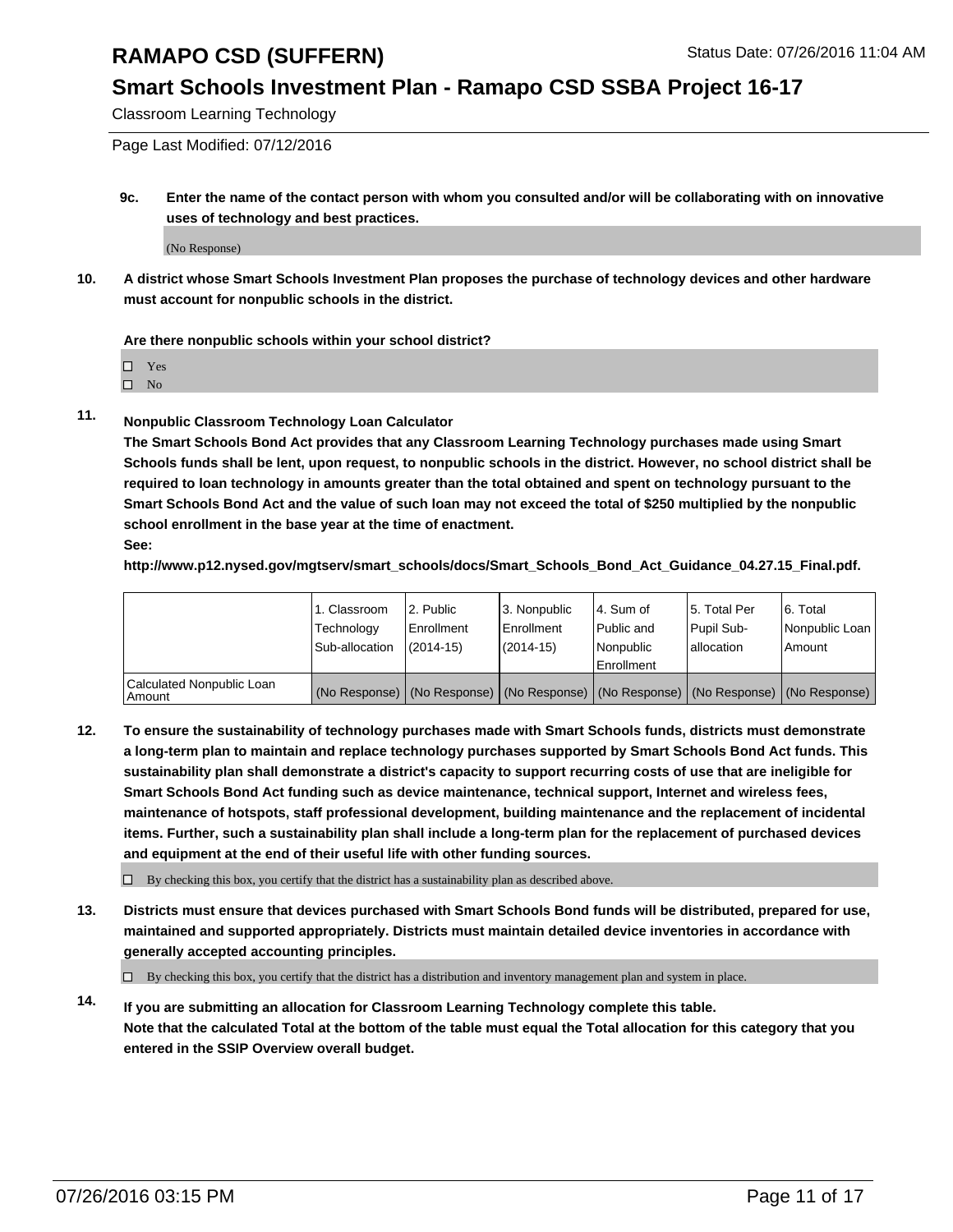**9c. Enter the name of the contact person with whom you consulted and/or will be collaborating with on innovative uses of technology and best practices.**

(No Response)

**10. A district whose Smart Schools Investment Plan proposes the purchase of technology devices and other hardware must account for nonpublic schools in the district.**

**Are there nonpublic schools within your school district?**

☐ Yes
☐ No

**11. Nonpublic Classroom Technology Loan Calculator**

**The Smart Schools Bond Act provides that any Classroom Learning Technology purchases made using Smart Schools funds shall be lent, upon request, to nonpublic schools in the district. However, no school district shall be required to loan technology in amounts greater than the total obtained and spent on technology pursuant to the Smart Schools Bond Act and the value of such loan may not exceed the total of $250 multiplied by the nonpublic school enrollment in the base year at the time of enactment.**

**See:**

**http://www.p12.nysed.gov/mgtserv/smart_schools/docs/Smart_Schools_Bond_Act_Guidance_04.27.15_Final.pdf.**

| | 1. Classroom Technology Sub-allocation | 2. Public Enrollment (2014-15) | 3. Nonpublic Enrollment (2014-15) | 4. Sum of Public and Nonpublic Enrollment | 5. Total Per Pupil Sub-allocation | 6. Total Nonpublic Loan Amount |
|---|---|---|---|---|---|---|
| Calculated Nonpublic Loan Amount | (No Response) | (No Response) | (No Response) | (No Response) | (No Response) | (No Response) |

**12. To ensure the sustainability of technology purchases made with Smart Schools funds, districts must demonstrate a long-term plan to maintain and replace technology purchases supported by Smart Schools Bond Act funds. This sustainability plan shall demonstrate a district's capacity to support recurring costs of use that are ineligible for Smart Schools Bond Act funding such as device maintenance, technical support, Internet and wireless fees, maintenance of hotspots, staff professional development, building maintenance and the replacement of incidental items. Further, such a sustainability plan shall include a long-term plan for the replacement of purchased devices and equipment at the end of their useful life with other funding sources.**

☐ By checking this box, you certify that the district has a sustainability plan as described above.

**13. Districts must ensure that devices purchased with Smart Schools Bond funds will be distributed, prepared for use, maintained and supported appropriately. Districts must maintain detailed device inventories in accordance with generally accepted accounting principles.**

☐ By checking this box, you certify that the district has a distribution and inventory management plan and system in place.

**14. If you are submitting an allocation for Classroom Learning Technology complete this table.**
**Note that the calculated Total at the bottom of the table must equal the Total allocation for this category that you entered in the SSIP Overview overall budget.**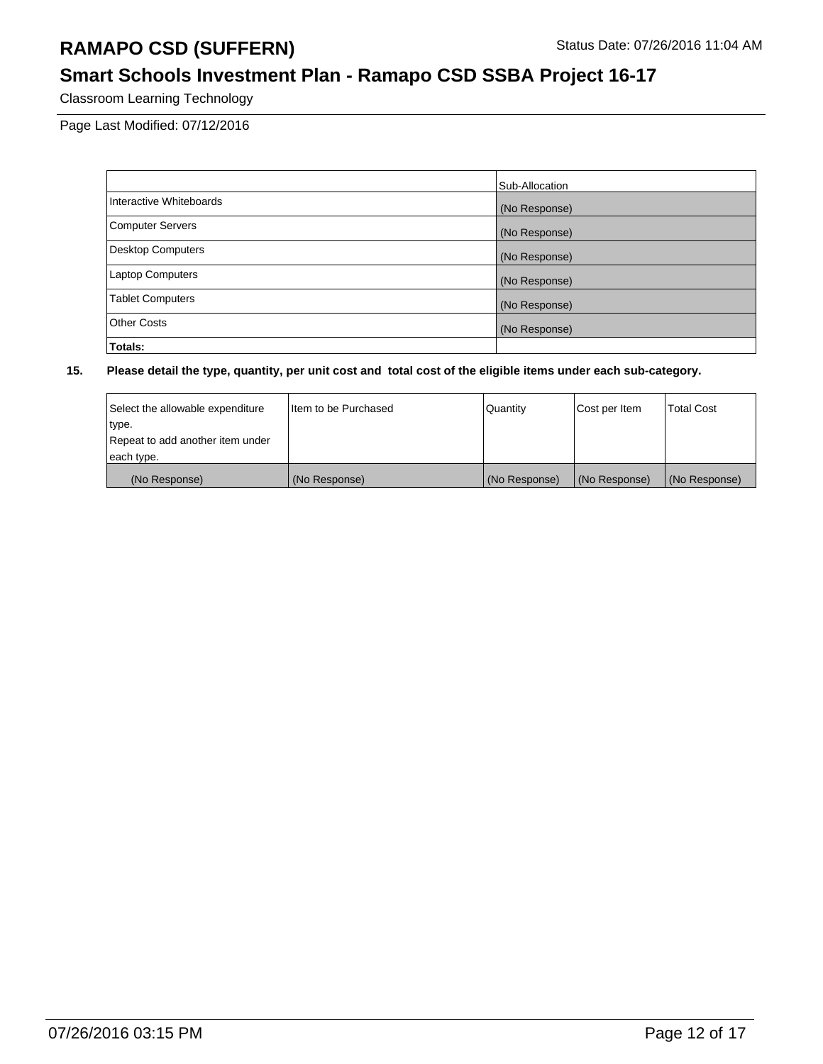# RAMAPO CSD (SUFFERN)

Status Date: 07/26/2016 11:04 AM

## Smart Schools Investment Plan - Ramapo CSD SSBA Project 16-17

Classroom Learning Technology

Page Last Modified: 07/12/2016

| | Sub-Allocation |
|---|---|
| Interactive Whiteboards | (No Response) |
| Computer Servers | (No Response) |
| Desktop Computers | (No Response) |
| Laptop Computers | (No Response) |
| Tablet Computers | (No Response) |
| Other Costs | (No Response) |
| **Totals:** | |

**15. Please detail the type, quantity, per unit cost and total cost of the eligible items under each sub-category.**

| Select the allowable expenditure type. Repeat to add another item under each type. | Item to be Purchased | Quantity | Cost per Item | Total Cost |
|---|---|---|---|---|
| (No Response) | (No Response) | (No Response) | (No Response) | (No Response) |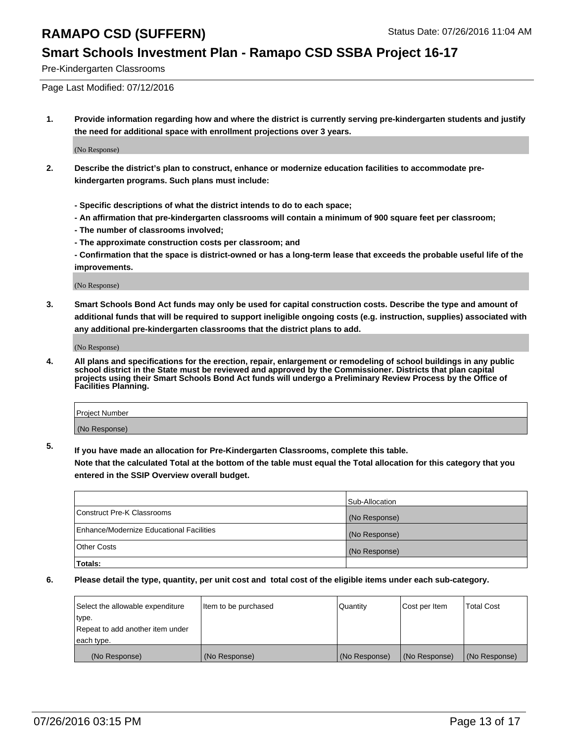# RAMAPO CSD (SUFFERN)

Status Date: 07/26/2016 11:04 AM

## Smart Schools Investment Plan - Ramapo CSD SSBA Project 16-17

Pre-Kindergarten Classrooms

Page Last Modified: 07/12/2016

**1. Provide information regarding how and where the district is currently serving pre-kindergarten students and justify the need for additional space with enrollment projections over 3 years.**

(No Response)

**2. Describe the district's plan to construct, enhance or modernize education facilities to accommodate pre-kindergarten programs. Such plans must include:**

**- Specific descriptions of what the district intends to do to each space;**
**- An affirmation that pre-kindergarten classrooms will contain a minimum of 900 square feet per classroom;**
**- The number of classrooms involved;**
**- The approximate construction costs per classroom; and**
**- Confirmation that the space is district-owned or has a long-term lease that exceeds the probable useful life of the improvements.**

(No Response)

**3. Smart Schools Bond Act funds may only be used for capital construction costs. Describe the type and amount of additional funds that will be required to support ineligible ongoing costs (e.g. instruction, supplies) associated with any additional pre-kindergarten classrooms that the district plans to add.**

(No Response)

**4. All plans and specifications for the erection, repair, enlargement or remodeling of school buildings in any public school district in the State must be reviewed and approved by the Commissioner. Districts that plan capital projects using their Smart Schools Bond Act funds will undergo a Preliminary Review Process by the Office of Facilities Planning.**

| Project Number |
|---|
| (No Response) |

**5. If you have made an allocation for Pre-Kindergarten Classrooms, complete this table. Note that the calculated Total at the bottom of the table must equal the Total allocation for this category that you entered in the SSIP Overview overall budget.**

| | Sub-Allocation |
|---|---|
| Construct Pre-K Classrooms | (No Response) |
| Enhance/Modernize Educational Facilities | (No Response) |
| Other Costs | (No Response) |
| **Totals:** | |

**6. Please detail the type, quantity, per unit cost and total cost of the eligible items under each sub-category.**

| Select the allowable expenditure type. Repeat to add another item under each type. | Item to be purchased | Quantity | Cost per Item | Total Cost |
|---|---|---|---|---|
| (No Response) | (No Response) | (No Response) | (No Response) | (No Response) |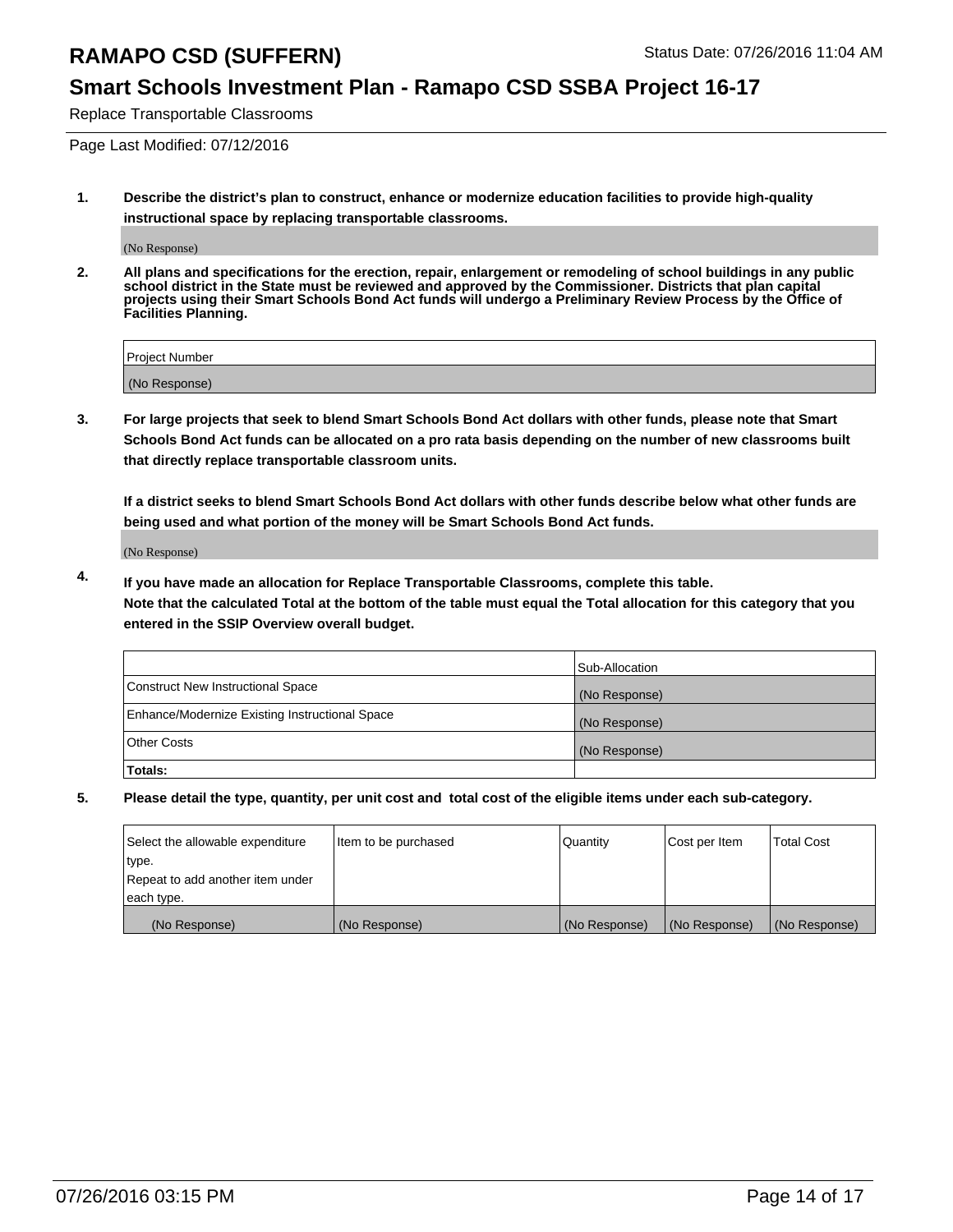Replace Transportable Classrooms

Page Last Modified: 07/12/2016

1. **Describe the district's plan to construct, enhance or modernize education facilities to provide high-quality instructional space by replacing transportable classrooms.**

   (No Response)

2. **All plans and specifications for the erection, repair, enlargement or remodeling of school buildings in any public school district in the State must be reviewed and approved by the Commissioner. Districts that plan capital projects using their Smart Schools Bond Act funds will undergo a Preliminary Review Process by the Office of Facilities Planning.**

| Project Number |
| --- |
| (No Response) |

3. **For large projects that seek to blend Smart Schools Bond Act dollars with other funds, please note that Smart Schools Bond Act funds can be allocated on a pro rata basis depending on the number of new classrooms built that directly replace transportable classroom units.**

   **If a district seeks to blend Smart Schools Bond Act dollars with other funds describe below what other funds are being used and what portion of the money will be Smart Schools Bond Act funds.**

   (No Response)

4. **If you have made an allocation for Replace Transportable Classrooms, complete this table.**
   **Note that the calculated Total at the bottom of the table must equal the Total allocation for this category that you entered in the SSIP Overview overall budget.**

| | Sub-Allocation |
| --- | --- |
| Construct New Instructional Space | (No Response) |
| Enhance/Modernize Existing Instructional Space | (No Response) |
| Other Costs | (No Response) |
| **Totals:** | |

5. **Please detail the type, quantity, per unit cost and total cost of the eligible items under each sub-category.**

| Select the allowable expenditure type. Repeat to add another item under each type. | Item to be purchased | Quantity | Cost per Item | Total Cost |
| --- | --- | --- | --- | --- |
| (No Response) | (No Response) | (No Response) | (No Response) | (No Response) |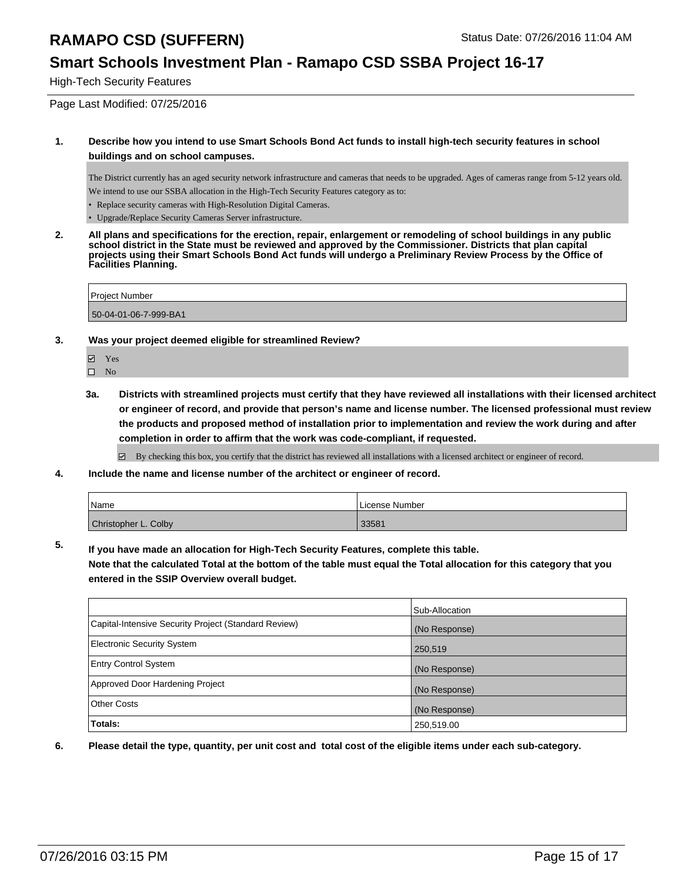# RAMAPO CSD (SUFFERN)

Status Date: 07/26/2016 11:04 AM

## Smart Schools Investment Plan - Ramapo CSD SSBA Project 16-17

High-Tech Security Features

Page Last Modified: 07/25/2016

**1. Describe how you intend to use Smart Schools Bond Act funds to install high-tech security features in school buildings and on school campuses.**

The District currently has an aged security network infrastructure and cameras that needs to be upgraded. Ages of cameras range from 5-12 years old.
We intend to use our SSBA allocation in the High-Tech Security Features category as to:

- Replace security cameras with High-Resolution Digital Cameras.
- Upgrade/Replace Security Cameras Server infrastructure.

**2. All plans and specifications for the erection, repair, enlargement or remodeling of school buildings in any public school district in the State must be reviewed and approved by the Commissioner. Districts that plan capital projects using their Smart Schools Bond Act funds will undergo a Preliminary Review Process by the Office of Facilities Planning.**

| Project Number |
|---|
| 50-04-01-06-7-999-BA1 |

**3. Was your project deemed eligible for streamlined Review?**

- ☑ Yes
- ☐ No

**3a. Districts with streamlined projects must certify that they have reviewed all installations with their licensed architect or engineer of record, and provide that person's name and license number. The licensed professional must review the products and proposed method of installation prior to implementation and review the work during and after completion in order to affirm that the work was code-compliant, if requested.**

- ☑ By checking this box, you certify that the district has reviewed all installations with a licensed architect or engineer of record.

**4. Include the name and license number of the architect or engineer of record.**

| Name | License Number |
|---|---|
| Christopher L. Colby | 33581 |

**5. If you have made an allocation for High-Tech Security Features, complete this table. Note that the calculated Total at the bottom of the table must equal the Total allocation for this category that you entered in the SSIP Overview overall budget.**

| | Sub-Allocation |
|---|---|
| Capital-Intensive Security Project (Standard Review) | (No Response) |
| Electronic Security System | 250,519 |
| Entry Control System | (No Response) |
| Approved Door Hardening Project | (No Response) |
| Other Costs | (No Response) |
| **Totals:** | 250,519.00 |

**6. Please detail the type, quantity, per unit cost and total cost of the eligible items under each sub-category.**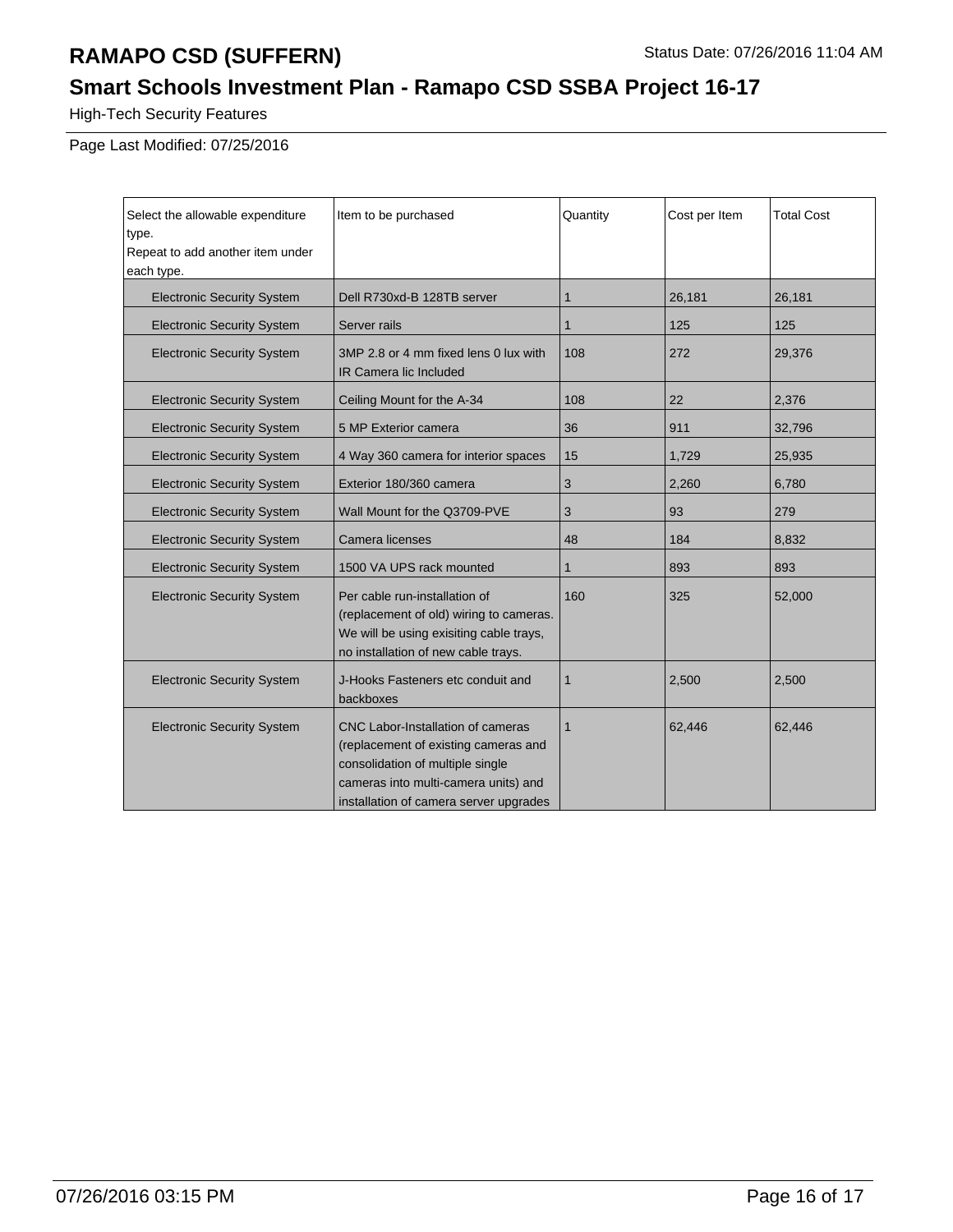# RAMAPO CSD (SUFFERN)

Status Date: 07/26/2016 11:04 AM

## Smart Schools Investment Plan - Ramapo CSD SSBA Project 16-17

High-Tech Security Features

Page Last Modified: 07/25/2016

| Select the allowable expenditure type. Repeat to add another item under each type. | Item to be purchased | Quantity | Cost per Item | Total Cost |
|---|---|---|---|---|
| Electronic Security System | Dell R730xd-B 128TB server | 1 | 26,181 | 26,181 |
| Electronic Security System | Server rails | 1 | 125 | 125 |
| Electronic Security System | 3MP 2.8 or 4 mm fixed lens 0 lux with IR Camera lic Included | 108 | 272 | 29,376 |
| Electronic Security System | Ceiling Mount for the A-34 | 108 | 22 | 2,376 |
| Electronic Security System | 5 MP Exterior camera | 36 | 911 | 32,796 |
| Electronic Security System | 4 Way 360 camera for interior spaces | 15 | 1,729 | 25,935 |
| Electronic Security System | Exterior 180/360 camera | 3 | 2,260 | 6,780 |
| Electronic Security System | Wall Mount for the Q3709-PVE | 3 | 93 | 279 |
| Electronic Security System | Camera licenses | 48 | 184 | 8,832 |
| Electronic Security System | 1500 VA UPS rack mounted | 1 | 893 | 893 |
| Electronic Security System | Per cable run-installation of (replacement of old) wiring to cameras. We will be using exisiting cable trays, no installation of new cable trays. | 160 | 325 | 52,000 |
| Electronic Security System | J-Hooks Fasteners etc conduit and backboxes | 1 | 2,500 | 2,500 |
| Electronic Security System | CNC Labor-Installation of cameras (replacement of existing cameras and consolidation of multiple single cameras into multi-camera units) and installation of camera server upgrades | 1 | 62,446 | 62,446 |